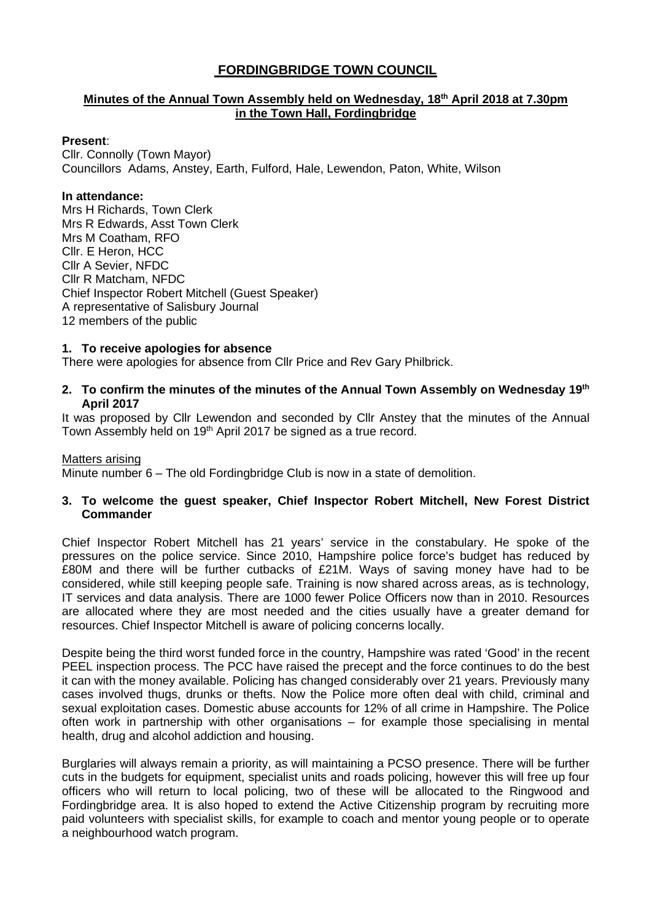# FORDINGBRIDGE TOWN COUNCIL

## Minutes of the Annual Town Assembly held on Wednesday, 18th April 2018 at 7.30pm in the Town Hall, Fordingbridge

**Present**:
Cllr. Connolly (Town Mayor)
Councillors Adams, Anstey, Earth, Fulford, Hale, Lewendon, Paton, White, Wilson

**In attendance:**
Mrs H Richards, Town Clerk
Mrs R Edwards, Asst Town Clerk
Mrs M Coatham, RFO
Cllr. E Heron, HCC
Cllr A Sevier, NFDC
Cllr R Matcham, NFDC
Chief Inspector Robert Mitchell (Guest Speaker)
A representative of Salisbury Journal
12 members of the public

**1. To receive apologies for absence**

There were apologies for absence from Cllr Price and Rev Gary Philbrick.

**2. To confirm the minutes of the minutes of the Annual Town Assembly on Wednesday 19th April 2017**

It was proposed by Cllr Lewendon and seconded by Cllr Anstey that the minutes of the Annual Town Assembly held on 19th April 2017 be signed as a true record.

Matters arising

Minute number 6 – The old Fordingbridge Club is now in a state of demolition.

**3. To welcome the guest speaker, Chief Inspector Robert Mitchell, New Forest District Commander**

Chief Inspector Robert Mitchell has 21 years' service in the constabulary. He spoke of the pressures on the police service. Since 2010, Hampshire police force's budget has reduced by £80M and there will be further cutbacks of £21M. Ways of saving money have had to be considered, while still keeping people safe. Training is now shared across areas, as is technology, IT services and data analysis. There are 1000 fewer Police Officers now than in 2010. Resources are allocated where they are most needed and the cities usually have a greater demand for resources. Chief Inspector Mitchell is aware of policing concerns locally.

Despite being the third worst funded force in the country, Hampshire was rated 'Good' in the recent PEEL inspection process. The PCC have raised the precept and the force continues to do the best it can with the money available. Policing has changed considerably over 21 years. Previously many cases involved thugs, drunks or thefts. Now the Police more often deal with child, criminal and sexual exploitation cases. Domestic abuse accounts for 12% of all crime in Hampshire. The Police often work in partnership with other organisations – for example those specialising in mental health, drug and alcohol addiction and housing.

Burglaries will always remain a priority, as will maintaining a PCSO presence. There will be further cuts in the budgets for equipment, specialist units and roads policing, however this will free up four officers who will return to local policing, two of these will be allocated to the Ringwood and Fordingbridge area. It is also hoped to extend the Active Citizenship program by recruiting more paid volunteers with specialist skills, for example to coach and mentor young people or to operate a neighbourhood watch program.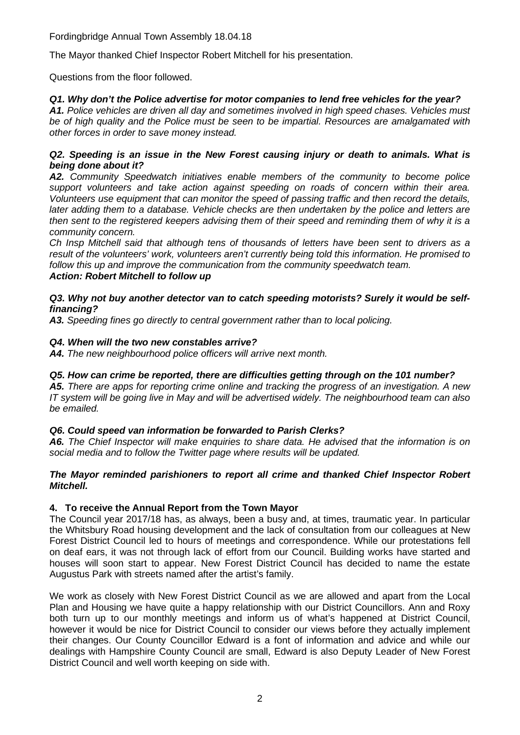Fordingbridge Annual Town Assembly 18.04.18

The Mayor thanked Chief Inspector Robert Mitchell for his presentation.

Questions from the floor followed.

***Q1. Why don't the Police advertise for motor companies to lend free vehicles for the year?***
***A1.*** *Police vehicles are driven all day and sometimes involved in high speed chases. Vehicles must be of high quality and the Police must be seen to be impartial. Resources are amalgamated with other forces in order to save money instead.*

***Q2. Speeding is an issue in the New Forest causing injury or death to animals. What is being done about it?***
***A2.*** *Community Speedwatch initiatives enable members of the community to become police support volunteers and take action against speeding on roads of concern within their area. Volunteers use equipment that can monitor the speed of passing traffic and then record the details, later adding them to a database. Vehicle checks are then undertaken by the police and letters are then sent to the registered keepers advising them of their speed and reminding them of why it is a community concern.*
*Ch Insp Mitchell said that although tens of thousands of letters have been sent to drivers as a result of the volunteers' work, volunteers aren't currently being told this information. He promised to follow this up and improve the communication from the community speedwatch team.*
***Action: Robert Mitchell to follow up***

***Q3. Why not buy another detector van to catch speeding motorists? Surely it would be self-financing?***
***A3.*** *Speeding fines go directly to central government rather than to local policing.*

***Q4. When will the two new constables arrive?***
***A4.*** *The new neighbourhood police officers will arrive next month.*

***Q5. How can crime be reported, there are difficulties getting through on the 101 number?***
***A5.*** *There are apps for reporting crime online and tracking the progress of an investigation. A new IT system will be going live in May and will be advertised widely. The neighbourhood team can also be emailed.*

***Q6. Could speed van information be forwarded to Parish Clerks?***
***A6.*** *The Chief Inspector will make enquiries to share data. He advised that the information is on social media and to follow the Twitter page where results will be updated.*

***The Mayor reminded parishioners to report all crime and thanked Chief Inspector Robert Mitchell.***

**4. To receive the Annual Report from the Town Mayor**

The Council year 2017/18 has, as always, been a busy and, at times, traumatic year. In particular the Whitsbury Road housing development and the lack of consultation from our colleagues at New Forest District Council led to hours of meetings and correspondence. While our protestations fell on deaf ears, it was not through lack of effort from our Council. Building works have started and houses will soon start to appear. New Forest District Council has decided to name the estate Augustus Park with streets named after the artist's family.

We work as closely with New Forest District Council as we are allowed and apart from the Local Plan and Housing we have quite a happy relationship with our District Councillors. Ann and Roxy both turn up to our monthly meetings and inform us of what's happened at District Council, however it would be nice for District Council to consider our views before they actually implement their changes. Our County Councillor Edward is a font of information and advice and while our dealings with Hampshire County Council are small, Edward is also Deputy Leader of New Forest District Council and well worth keeping on side with.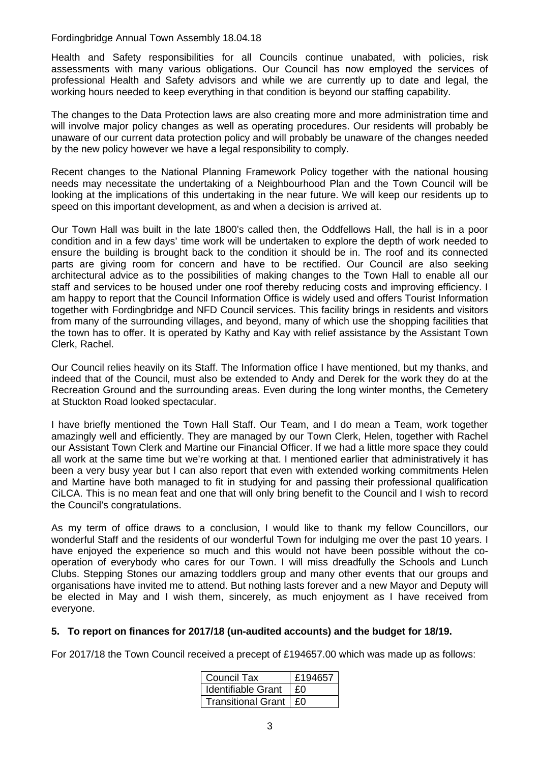Fordingbridge Annual Town Assembly 18.04.18

Health and Safety responsibilities for all Councils continue unabated, with policies, risk assessments with many various obligations. Our Council has now employed the services of professional Health and Safety advisors and while we are currently up to date and legal, the working hours needed to keep everything in that condition is beyond our staffing capability.

The changes to the Data Protection laws are also creating more and more administration time and will involve major policy changes as well as operating procedures. Our residents will probably be unaware of our current data protection policy and will probably be unaware of the changes needed by the new policy however we have a legal responsibility to comply.

Recent changes to the National Planning Framework Policy together with the national housing needs may necessitate the undertaking of a Neighbourhood Plan and the Town Council will be looking at the implications of this undertaking in the near future. We will keep our residents up to speed on this important development, as and when a decision is arrived at.

Our Town Hall was built in the late 1800's called then, the Oddfellows Hall, the hall is in a poor condition and in a few days' time work will be undertaken to explore the depth of work needed to ensure the building is brought back to the condition it should be in. The roof and its connected parts are giving room for concern and have to be rectified. Our Council are also seeking architectural advice as to the possibilities of making changes to the Town Hall to enable all our staff and services to be housed under one roof thereby reducing costs and improving efficiency. I am happy to report that the Council Information Office is widely used and offers Tourist Information together with Fordingbridge and NFD Council services. This facility brings in residents and visitors from many of the surrounding villages, and beyond, many of which use the shopping facilities that the town has to offer. It is operated by Kathy and Kay with relief assistance by the Assistant Town Clerk, Rachel.

Our Council relies heavily on its Staff. The Information office I have mentioned, but my thanks, and indeed that of the Council, must also be extended to Andy and Derek for the work they do at the Recreation Ground and the surrounding areas. Even during the long winter months, the Cemetery at Stuckton Road looked spectacular.

I have briefly mentioned the Town Hall Staff. Our Team, and I do mean a Team, work together amazingly well and efficiently. They are managed by our Town Clerk, Helen, together with Rachel our Assistant Town Clerk and Martine our Financial Officer. If we had a little more space they could all work at the same time but we're working at that. I mentioned earlier that administratively it has been a very busy year but I can also report that even with extended working commitments Helen and Martine have both managed to fit in studying for and passing their professional qualification CiLCA. This is no mean feat and one that will only bring benefit to the Council and I wish to record the Council's congratulations.

As my term of office draws to a conclusion, I would like to thank my fellow Councillors, our wonderful Staff and the residents of our wonderful Town for indulging me over the past 10 years. I have enjoyed the experience so much and this would not have been possible without the co-operation of everybody who cares for our Town. I will miss dreadfully the Schools and Lunch Clubs. Stepping Stones our amazing toddlers group and many other events that our groups and organisations have invited me to attend. But nothing lasts forever and a new Mayor and Deputy will be elected in May and I wish them, sincerely, as much enjoyment as I have received from everyone.

## 5. To report on finances for 2017/18 (un-audited accounts) and the budget for 18/19.

For 2017/18 the Town Council received a precept of £194657.00 which was made up as follows:

| Council Tax | £194657 |
|---|---|
| Identifiable Grant | £0 |
| Transitional Grant | £0 |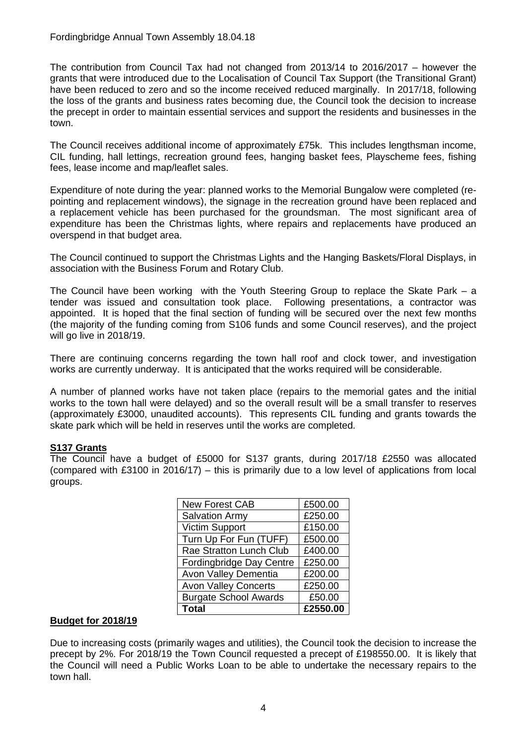The contribution from Council Tax had not changed from 2013/14 to 2016/2017 – however the grants that were introduced due to the Localisation of Council Tax Support (the Transitional Grant) have been reduced to zero and so the income received reduced marginally. In 2017/18, following the loss of the grants and business rates becoming due, the Council took the decision to increase the precept in order to maintain essential services and support the residents and businesses in the town.

The Council receives additional income of approximately £75k. This includes lengthsman income, CIL funding, hall lettings, recreation ground fees, hanging basket fees, Playscheme fees, fishing fees, lease income and map/leaflet sales.

Expenditure of note during the year: planned works to the Memorial Bungalow were completed (re-pointing and replacement windows), the signage in the recreation ground have been replaced and a replacement vehicle has been purchased for the groundsman. The most significant area of expenditure has been the Christmas lights, where repairs and replacements have produced an overspend in that budget area.

The Council continued to support the Christmas Lights and the Hanging Baskets/Floral Displays, in association with the Business Forum and Rotary Club.

The Council have been working with the Youth Steering Group to replace the Skate Park – a tender was issued and consultation took place. Following presentations, a contractor was appointed. It is hoped that the final section of funding will be secured over the next few months (the majority of the funding coming from S106 funds and some Council reserves), and the project will go live in 2018/19.

There are continuing concerns regarding the town hall roof and clock tower, and investigation works are currently underway. It is anticipated that the works required will be considerable.

A number of planned works have not taken place (repairs to the memorial gates and the initial works to the town hall were delayed) and so the overall result will be a small transfer to reserves (approximately £3000, unaudited accounts). This represents CIL funding and grants towards the skate park which will be held in reserves until the works are completed.

## S137 Grants

The Council have a budget of £5000 for S137 grants, during 2017/18 £2550 was allocated (compared with £3100 in 2016/17) – this is primarily due to a low level of applications from local groups.

| | |
|---|---|
| New Forest CAB | £500.00 |
| Salvation Army | £250.00 |
| Victim Support | £150.00 |
| Turn Up For Fun (TUFF) | £500.00 |
| Rae Stratton Lunch Club | £400.00 |
| Fordingbridge Day Centre | £250.00 |
| Avon Valley Dementia | £200.00 |
| Avon Valley Concerts | £250.00 |
| Burgate School Awards | £50.00 |
| **Total** | **£2550.00** |

## Budget for 2018/19

Due to increasing costs (primarily wages and utilities), the Council took the decision to increase the precept by 2%. For 2018/19 the Town Council requested a precept of £198550.00. It is likely that the Council will need a Public Works Loan to be able to undertake the necessary repairs to the town hall.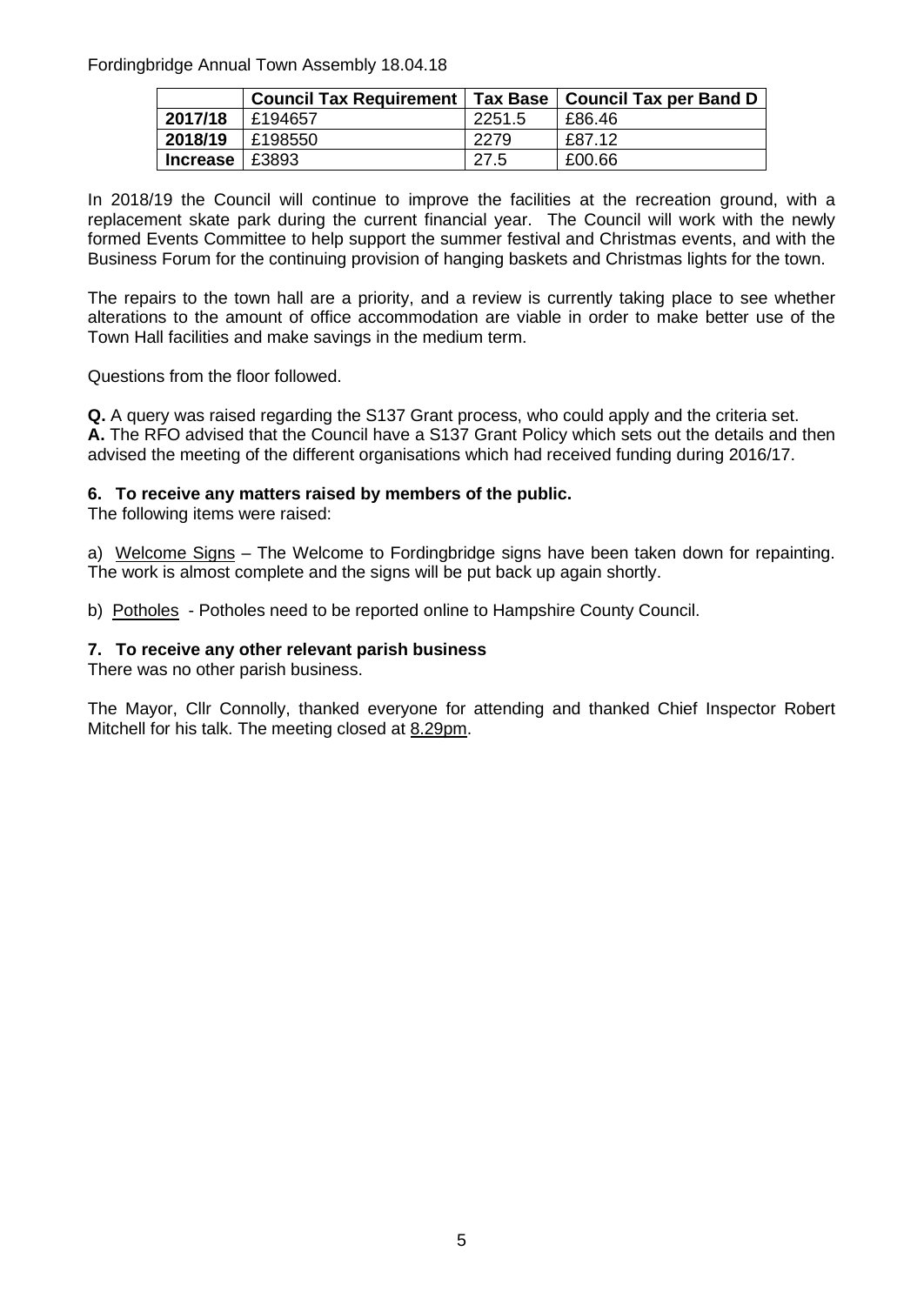| | Council Tax Requirement | Tax Base | Council Tax per Band D |
|---|---|---|---|
| **2017/18** | £194657 | 2251.5 | £86.46 |
| **2018/19** | £198550 | 2279 | £87.12 |
| **Increase** | £3893 | 27.5 | £00.66 |

In 2018/19 the Council will continue to improve the facilities at the recreation ground, with a replacement skate park during the current financial year. The Council will work with the newly formed Events Committee to help support the summer festival and Christmas events, and with the Business Forum for the continuing provision of hanging baskets and Christmas lights for the town.

The repairs to the town hall are a priority, and a review is currently taking place to see whether alterations to the amount of office accommodation are viable in order to make better use of the Town Hall facilities and make savings in the medium term.

Questions from the floor followed.

**Q.** A query was raised regarding the S137 Grant process, who could apply and the criteria set.
**A.** The RFO advised that the Council have a S137 Grant Policy which sets out the details and then advised the meeting of the different organisations which had received funding during 2016/17.

### 6. To receive any matters raised by members of the public.

The following items were raised:

a) Welcome Signs – The Welcome to Fordingbridge signs have been taken down for repainting. The work is almost complete and the signs will be put back up again shortly.

b) Potholes - Potholes need to be reported online to Hampshire County Council.

### 7. To receive any other relevant parish business

There was no other parish business.

The Mayor, Cllr Connolly, thanked everyone for attending and thanked Chief Inspector Robert Mitchell for his talk. The meeting closed at 8.29pm.